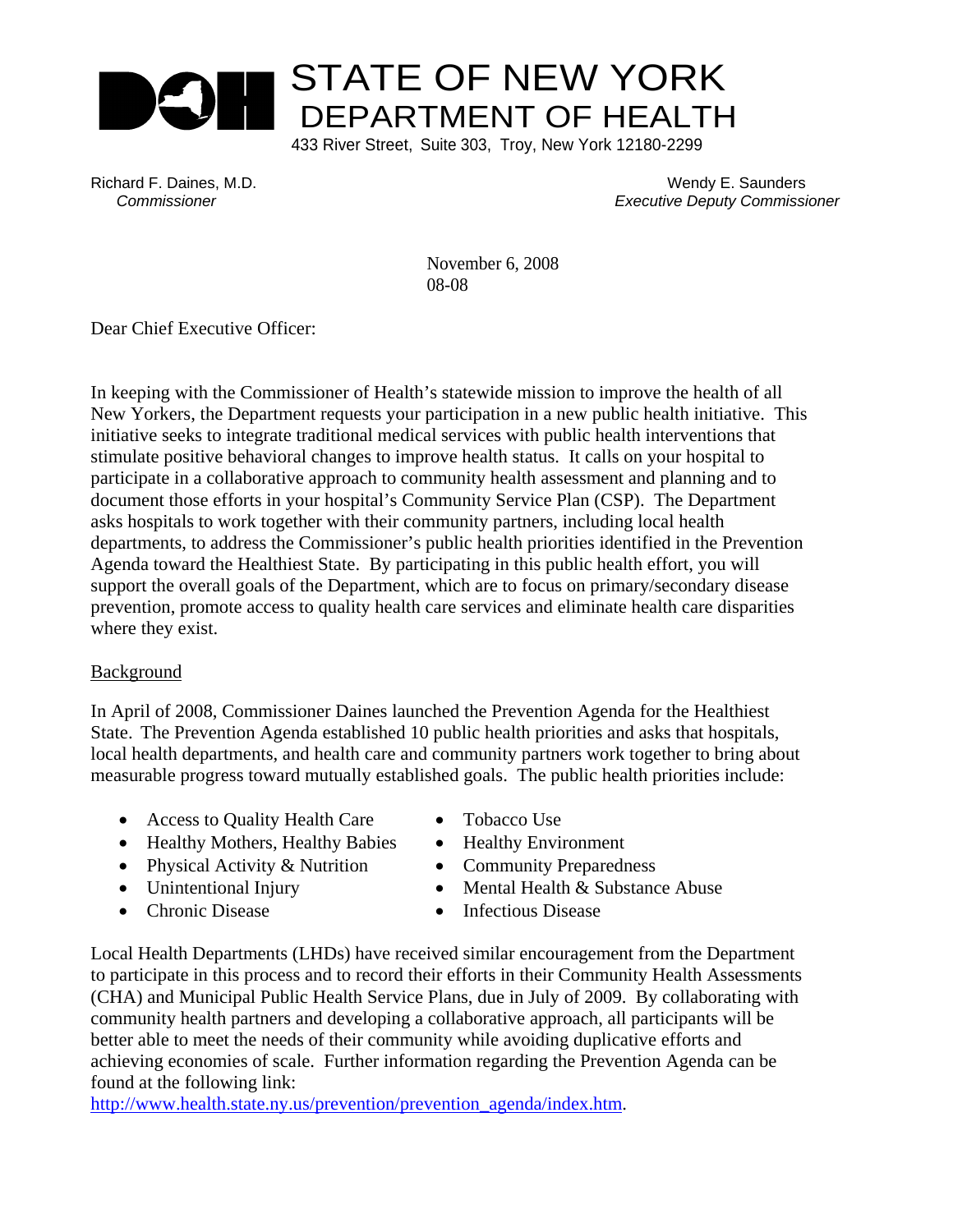# STATE OF NEW YORK
## DEPARTMENT OF HEALTH

433 River Street, Suite 303, Troy, New York 12180-2299

Richard F. Daines, M.D.
*Commissioner*

Wendy E. Saunders
*Executive Deputy Commissioner*

November 6, 2008
08-08

Dear Chief Executive Officer:

In keeping with the Commissioner of Health's statewide mission to improve the health of all New Yorkers, the Department requests your participation in a new public health initiative. This initiative seeks to integrate traditional medical services with public health interventions that stimulate positive behavioral changes to improve health status. It calls on your hospital to participate in a collaborative approach to community health assessment and planning and to document those efforts in your hospital's Community Service Plan (CSP). The Department asks hospitals to work together with their community partners, including local health departments, to address the Commissioner's public health priorities identified in the Prevention Agenda toward the Healthiest State. By participating in this public health effort, you will support the overall goals of the Department, which are to focus on primary/secondary disease prevention, promote access to quality health care services and eliminate health care disparities where they exist.

Background

In April of 2008, Commissioner Daines launched the Prevention Agenda for the Healthiest State. The Prevention Agenda established 10 public health priorities and asks that hospitals, local health departments, and health care and community partners work together to bring about measurable progress toward mutually established goals. The public health priorities include:

- Access to Quality Health Care
- Healthy Mothers, Healthy Babies
- Physical Activity & Nutrition
- Unintentional Injury
- Chronic Disease
- Tobacco Use
- Healthy Environment
- Community Preparedness
- Mental Health & Substance Abuse
- Infectious Disease

Local Health Departments (LHDs) have received similar encouragement from the Department to participate in this process and to record their efforts in their Community Health Assessments (CHA) and Municipal Public Health Service Plans, due in July of 2009. By collaborating with community health partners and developing a collaborative approach, all participants will be better able to meet the needs of their community while avoiding duplicative efforts and achieving economies of scale. Further information regarding the Prevention Agenda can be found at the following link:
http://www.health.state.ny.us/prevention/prevention_agenda/index.htm.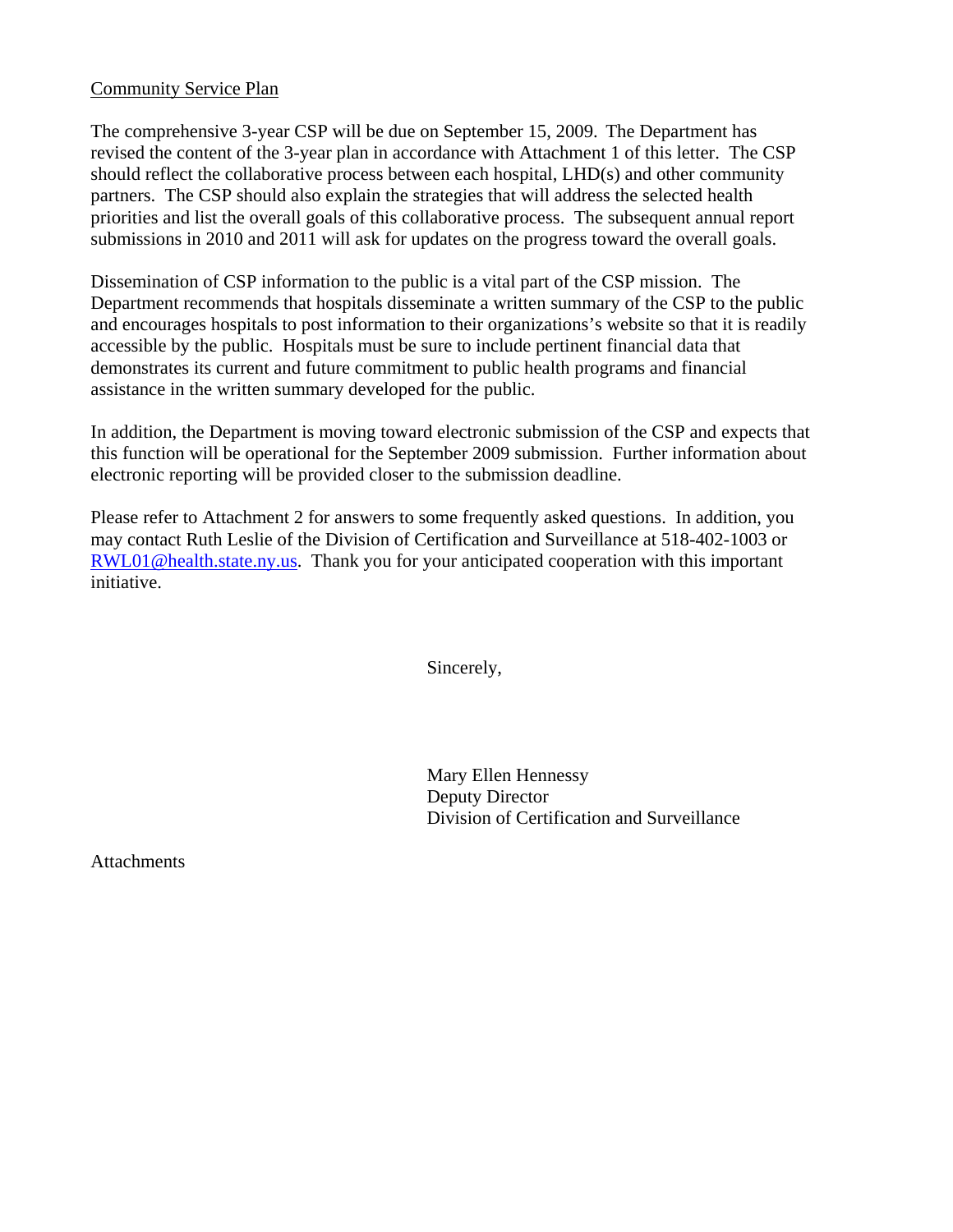<u>Community Service Plan</u>

The comprehensive 3-year CSP will be due on September 15, 2009. The Department has revised the content of the 3-year plan in accordance with Attachment 1 of this letter. The CSP should reflect the collaborative process between each hospital, LHD(s) and other community partners. The CSP should also explain the strategies that will address the selected health priorities and list the overall goals of this collaborative process. The subsequent annual report submissions in 2010 and 2011 will ask for updates on the progress toward the overall goals.

Dissemination of CSP information to the public is a vital part of the CSP mission. The Department recommends that hospitals disseminate a written summary of the CSP to the public and encourages hospitals to post information to their organizations's website so that it is readily accessible by the public. Hospitals must be sure to include pertinent financial data that demonstrates its current and future commitment to public health programs and financial assistance in the written summary developed for the public.

In addition, the Department is moving toward electronic submission of the CSP and expects that this function will be operational for the September 2009 submission. Further information about electronic reporting will be provided closer to the submission deadline.

Please refer to Attachment 2 for answers to some frequently asked questions. In addition, you may contact Ruth Leslie of the Division of Certification and Surveillance at 518-402-1003 or RWL01@health.state.ny.us. Thank you for your anticipated cooperation with this important initiative.

Sincerely,

Mary Ellen Hennessy
Deputy Director
Division of Certification and Surveillance

Attachments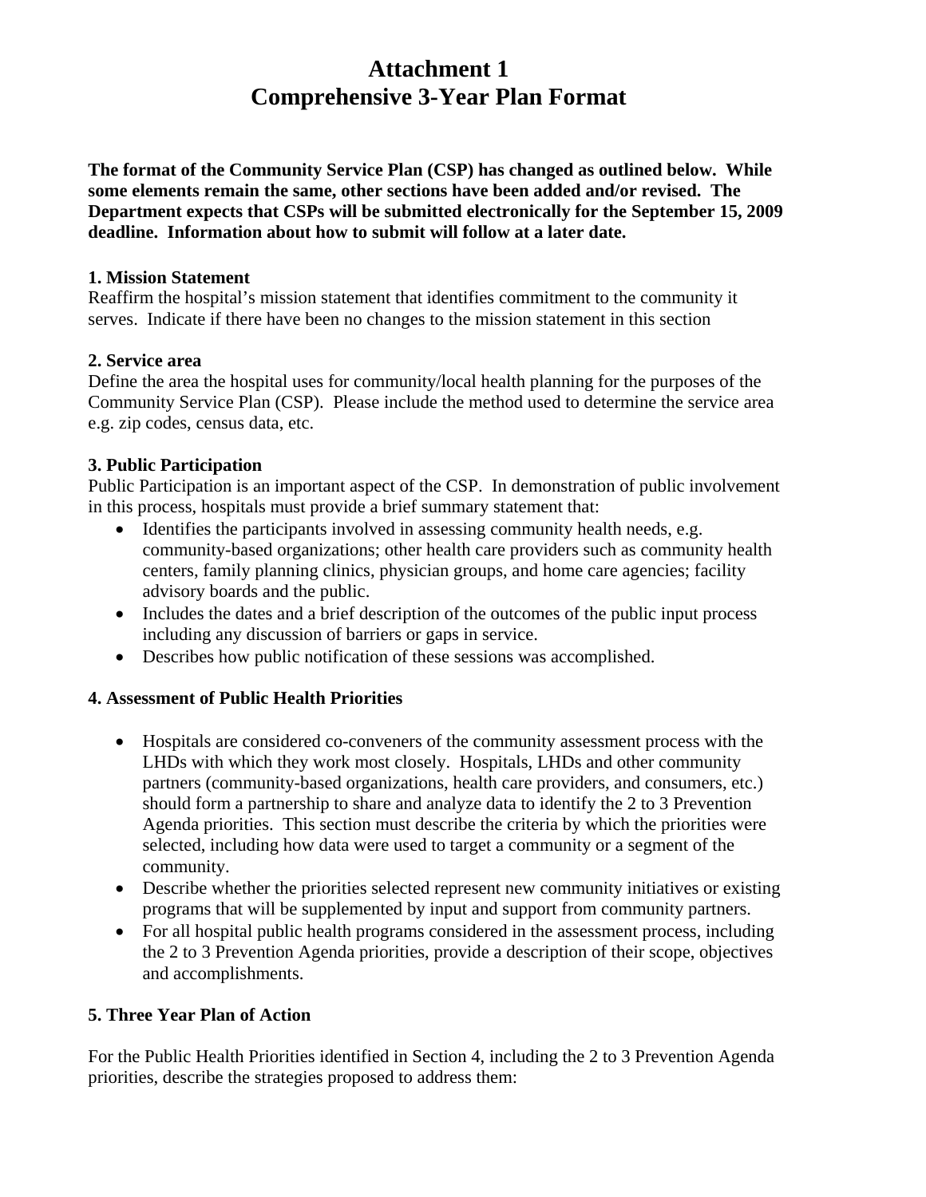# Attachment 1
# Comprehensive 3-Year Plan Format

**The format of the Community Service Plan (CSP) has changed as outlined below. While some elements remain the same, other sections have been added and/or revised. The Department expects that CSPs will be submitted electronically for the September 15, 2009 deadline. Information about how to submit will follow at a later date.**

**1. Mission Statement**
Reaffirm the hospital's mission statement that identifies commitment to the community it serves. Indicate if there have been no changes to the mission statement in this section

**2. Service area**
Define the area the hospital uses for community/local health planning for the purposes of the Community Service Plan (CSP). Please include the method used to determine the service area e.g. zip codes, census data, etc.

**3. Public Participation**
Public Participation is an important aspect of the CSP. In demonstration of public involvement in this process, hospitals must provide a brief summary statement that:

- Identifies the participants involved in assessing community health needs, e.g. community-based organizations; other health care providers such as community health centers, family planning clinics, physician groups, and home care agencies; facility advisory boards and the public.
- Includes the dates and a brief description of the outcomes of the public input process including any discussion of barriers or gaps in service.
- Describes how public notification of these sessions was accomplished.

**4. Assessment of Public Health Priorities**

- Hospitals are considered co-conveners of the community assessment process with the LHDs with which they work most closely. Hospitals, LHDs and other community partners (community-based organizations, health care providers, and consumers, etc.) should form a partnership to share and analyze data to identify the 2 to 3 Prevention Agenda priorities. This section must describe the criteria by which the priorities were selected, including how data were used to target a community or a segment of the community.
- Describe whether the priorities selected represent new community initiatives or existing programs that will be supplemented by input and support from community partners.
- For all hospital public health programs considered in the assessment process, including the 2 to 3 Prevention Agenda priorities, provide a description of their scope, objectives and accomplishments.

**5. Three Year Plan of Action**

For the Public Health Priorities identified in Section 4, including the 2 to 3 Prevention Agenda priorities, describe the strategies proposed to address them: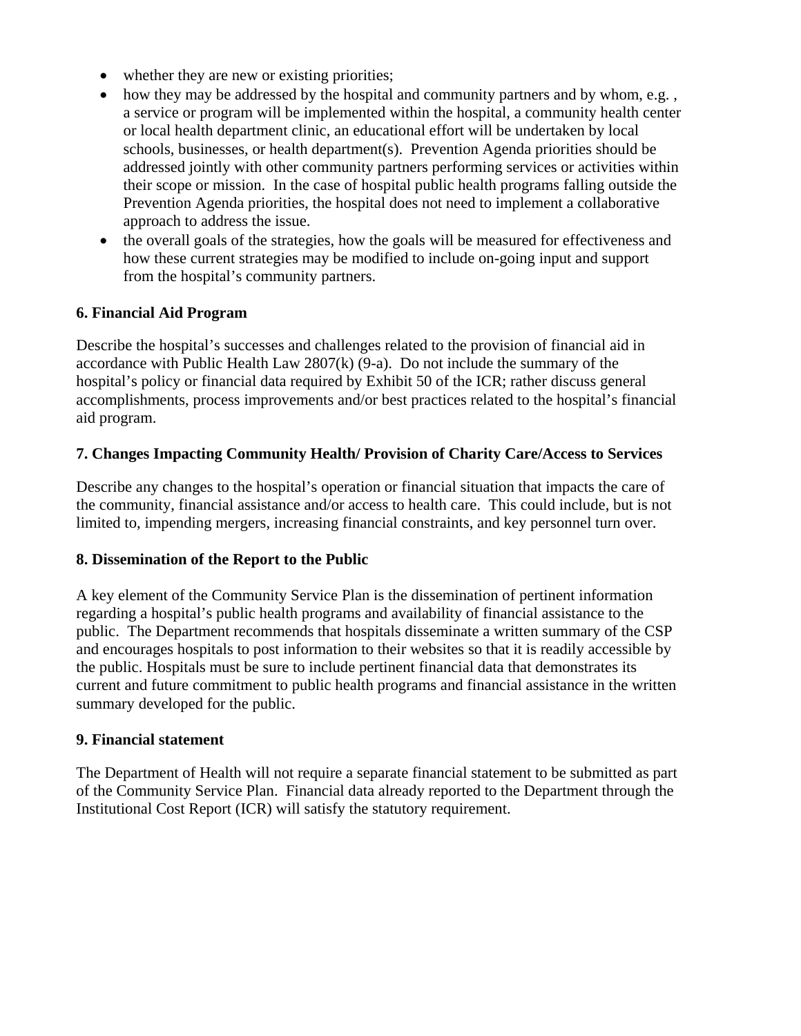- whether they are new or existing priorities;
- how they may be addressed by the hospital and community partners and by whom, e.g. , a service or program will be implemented within the hospital, a community health center or local health department clinic, an educational effort will be undertaken by local schools, businesses, or health department(s). Prevention Agenda priorities should be addressed jointly with other community partners performing services or activities within their scope or mission. In the case of hospital public health programs falling outside the Prevention Agenda priorities, the hospital does not need to implement a collaborative approach to address the issue.
- the overall goals of the strategies, how the goals will be measured for effectiveness and how these current strategies may be modified to include on-going input and support from the hospital's community partners.

**6. Financial Aid Program**

Describe the hospital's successes and challenges related to the provision of financial aid in accordance with Public Health Law 2807(k) (9-a). Do not include the summary of the hospital's policy or financial data required by Exhibit 50 of the ICR; rather discuss general accomplishments, process improvements and/or best practices related to the hospital's financial aid program.

**7. Changes Impacting Community Health/ Provision of Charity Care/Access to Services**

Describe any changes to the hospital's operation or financial situation that impacts the care of the community, financial assistance and/or access to health care. This could include, but is not limited to, impending mergers, increasing financial constraints, and key personnel turn over.

**8. Dissemination of the Report to the Public**

A key element of the Community Service Plan is the dissemination of pertinent information regarding a hospital's public health programs and availability of financial assistance to the public. The Department recommends that hospitals disseminate a written summary of the CSP and encourages hospitals to post information to their websites so that it is readily accessible by the public. Hospitals must be sure to include pertinent financial data that demonstrates its current and future commitment to public health programs and financial assistance in the written summary developed for the public.

**9. Financial statement**

The Department of Health will not require a separate financial statement to be submitted as part of the Community Service Plan. Financial data already reported to the Department through the Institutional Cost Report (ICR) will satisfy the statutory requirement.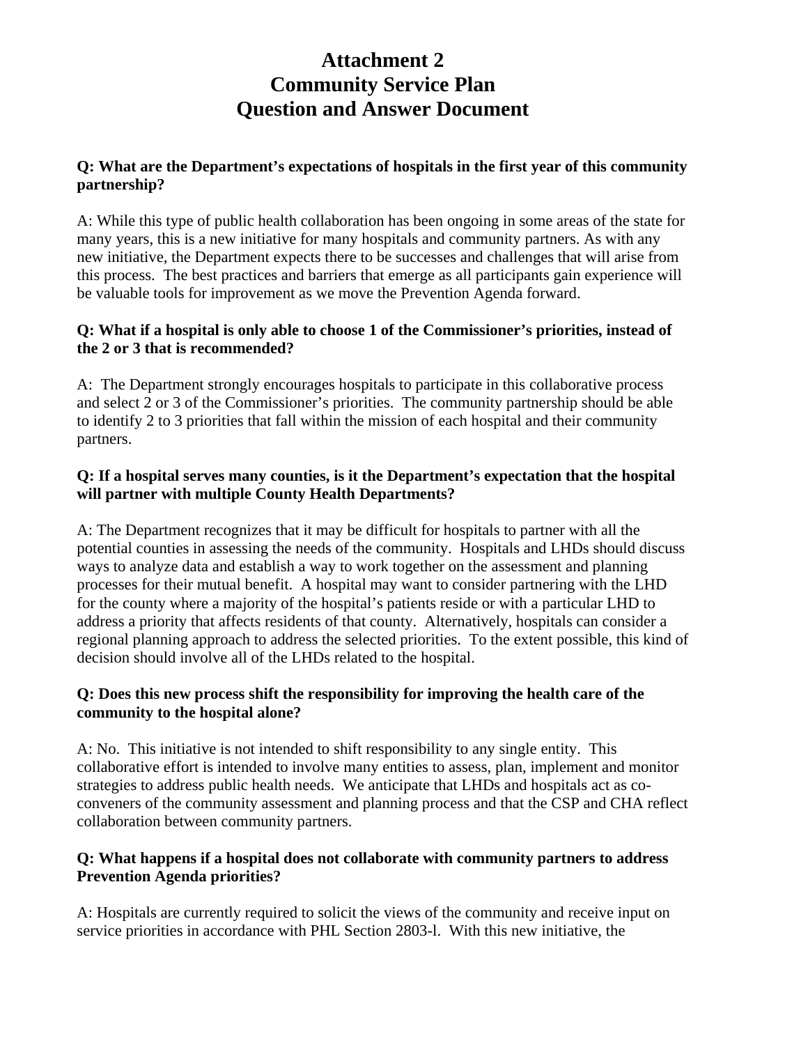# Attachment 2
# Community Service Plan
# Question and Answer Document

**Q: What are the Department's expectations of hospitals in the first year of this community partnership?**

A: While this type of public health collaboration has been ongoing in some areas of the state for many years, this is a new initiative for many hospitals and community partners. As with any new initiative, the Department expects there to be successes and challenges that will arise from this process. The best practices and barriers that emerge as all participants gain experience will be valuable tools for improvement as we move the Prevention Agenda forward.

**Q: What if a hospital is only able to choose 1 of the Commissioner's priorities, instead of the 2 or 3 that is recommended?**

A: The Department strongly encourages hospitals to participate in this collaborative process and select 2 or 3 of the Commissioner's priorities. The community partnership should be able to identify 2 to 3 priorities that fall within the mission of each hospital and their community partners.

**Q: If a hospital serves many counties, is it the Department's expectation that the hospital will partner with multiple County Health Departments?**

A: The Department recognizes that it may be difficult for hospitals to partner with all the potential counties in assessing the needs of the community. Hospitals and LHDs should discuss ways to analyze data and establish a way to work together on the assessment and planning processes for their mutual benefit. A hospital may want to consider partnering with the LHD for the county where a majority of the hospital's patients reside or with a particular LHD to address a priority that affects residents of that county. Alternatively, hospitals can consider a regional planning approach to address the selected priorities. To the extent possible, this kind of decision should involve all of the LHDs related to the hospital.

**Q: Does this new process shift the responsibility for improving the health care of the community to the hospital alone?**

A: No. This initiative is not intended to shift responsibility to any single entity. This collaborative effort is intended to involve many entities to assess, plan, implement and monitor strategies to address public health needs. We anticipate that LHDs and hospitals act as co-conveners of the community assessment and planning process and that the CSP and CHA reflect collaboration between community partners.

**Q: What happens if a hospital does not collaborate with community partners to address Prevention Agenda priorities?**

A: Hospitals are currently required to solicit the views of the community and receive input on service priorities in accordance with PHL Section 2803-l. With this new initiative, the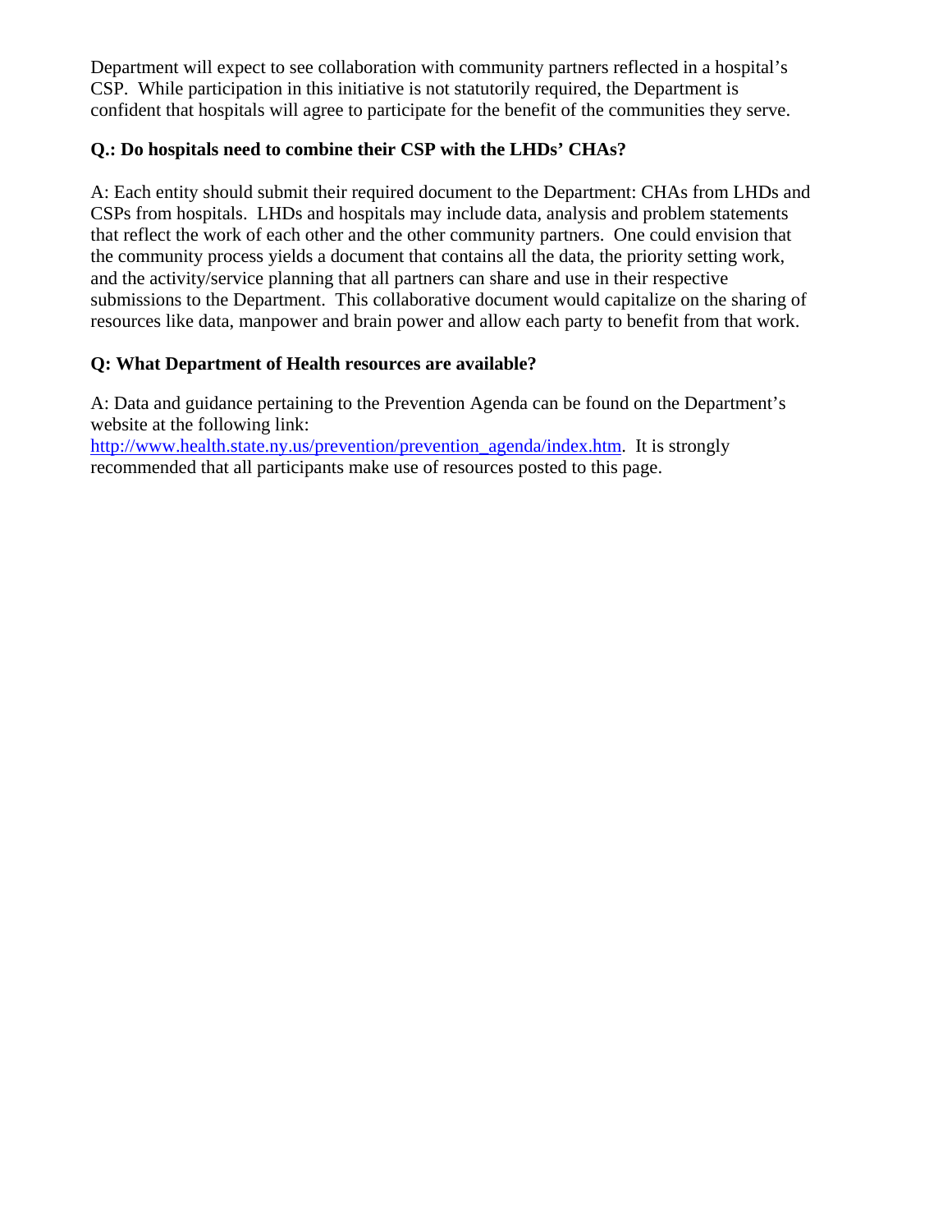Department will expect to see collaboration with community partners reflected in a hospital's CSP. While participation in this initiative is not statutorily required, the Department is confident that hospitals will agree to participate for the benefit of the communities they serve.

**Q.: Do hospitals need to combine their CSP with the LHDs' CHAs?**

A: Each entity should submit their required document to the Department: CHAs from LHDs and CSPs from hospitals. LHDs and hospitals may include data, analysis and problem statements that reflect the work of each other and the other community partners. One could envision that the community process yields a document that contains all the data, the priority setting work, and the activity/service planning that all partners can share and use in their respective submissions to the Department. This collaborative document would capitalize on the sharing of resources like data, manpower and brain power and allow each party to benefit from that work.

**Q: What Department of Health resources are available?**

A: Data and guidance pertaining to the Prevention Agenda can be found on the Department's website at the following link: [http://www.health.state.ny.us/prevention/prevention_agenda/index.htm](http://www.health.state.ny.us/prevention/prevention_agenda/index.htm). It is strongly recommended that all participants make use of resources posted to this page.